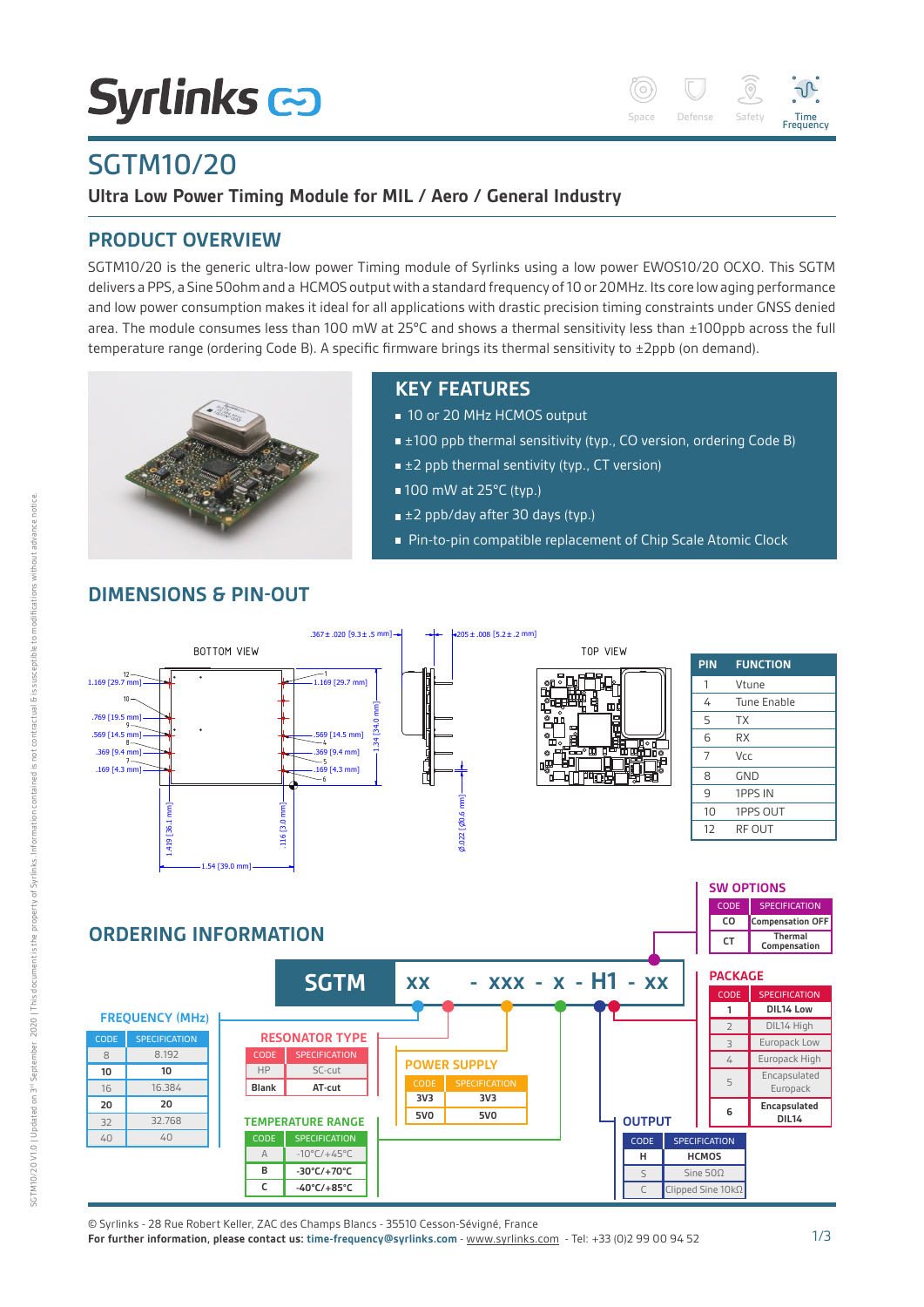# SGTM10/20

**Ultra Low Power Timing Module for MIL / Aero / General Industry**

## PRODUCT OVERVIEW

SGTM10/20 is the generic ultra-low power Timing module of Syrlinks using a low power EWOS10/20 OCXO. This SGTM delivers a PPS, a Sine 50ohm and a HCMOS output with a standard frequency of 10 or 20MHz. Its core low aging performance and low power consumption makes it ideal for all applications with drastic precision timing constraints under GNSS denied area. The module consumes less than 100 mW at 25°C and shows a thermal sensitivity less than ±100ppb across the full temperature range (ordering Code B). A specific firmware brings its thermal sensitivity to ±2ppb (on demand).

## KEY FEATURES

- 10 or 20 MHz HCMOS output
- ±100 ppb thermal sensitivity (typ., CO version, ordering Code B)
- ±2 ppb thermal sentivity (typ., CT version)
- 100 mW at 25°C (typ.)
- ±2 ppb/day after 30 days (typ.)
- Pin-to-pin compatible replacement of Chip Scale Atomic Clock

## DIMENSIONS & PIN-OUT

| PIN | FUNCTION |
|---|---|
| 1 | Vtune |
| 4 | Tune Enable |
| 5 | TX |
| 6 | RX |
| 7 | Vcc |
| 8 | GND |
| 9 | 1PPS IN |
| 10 | 1PPS OUT |
| 12 | RF OUT |

## ORDERING INFORMATION

**SGTM xx - xxx - x - H1 - xx**

**FREQUENCY (MHz)**

| CODE | SPECIFICATION |
|---|---|
| 8 | 8.192 |
| **10** | **10** |
| 16 | 16.384 |
| **20** | **20** |
| 32 | 32.768 |
| 40 | 40 |

**RESONATOR TYPE**

| CODE | SPECIFICATION |
|---|---|
| HP | SC-cut |
| **Blank** | **AT-cut** |

**TEMPERATURE RANGE**

| CODE | SPECIFICATION |
|---|---|
| A | -10°C/+45°C |
| **B** | **-30°C/+70°C** |
| **C** | **-40°C/+85°C** |

**POWER SUPPLY**

| CODE | SPECIFICATION |
|---|---|
| **3V3** | **3V3** |
| **5V0** | **5V0** |

**OUTPUT**

| CODE | SPECIFICATION |
|---|---|
| **H** | **HCMOS** |
| S | Sine 50Ω |
| C | Clipped Sine 10kΩ |

**SW OPTIONS**

| CODE | SPECIFICATION |
|---|---|
| **CO** | **Compensation OFF** |
| **CT** | **Thermal Compensation** |

**PACKAGE**

| CODE | SPECIFICATION |
|---|---|
| **1** | **DIL14 Low** |
| 2 | DIL14 High |
| 3 | Europack Low |
| 4 | Europack High |
| 5 | Encapsulated Europack |
| **6** | **Encapsulated DIL14** |

© Syrlinks - 28 Rue Robert Keller, ZAC des Champs Blancs - 35510 Cesson-Sévigné, France
**For further information, please contact us: time-frequency@syrlinks.com** - www.syrlinks.com - Tel: +33 (0)2 99 00 94 52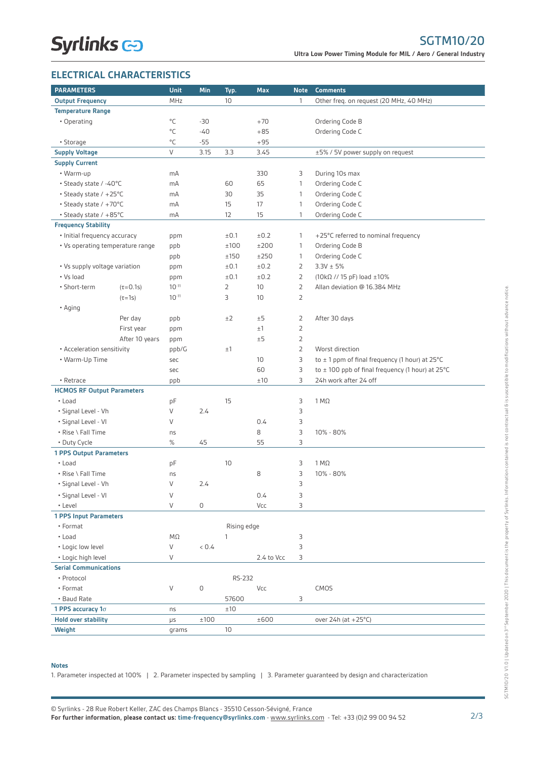## ELECTRICAL CHARACTERISTICS

| PARAMETERS | | Unit | Min | Typ. | Max | Note | Comments |
|---|---|---|---|---|---|---|---|
| **Output Frequency** | | MHz | | 10 | | 1 | Other freq. on request (20 MHz, 40 MHz) |
| **Temperature Range** | | | | | | | |
| • Operating | | °C | -30 | | +70 | | Ordering Code B |
| | | °C | -40 | | +85 | | Ordering Code C |
| • Storage | | °C | -55 | | +95 | | |
| **Supply Voltage** | | V | 3.15 | 3.3 | 3.45 | | ±5% / 5V power supply on request |
| **Supply Current** | | | | | | | |
| • Warm-up | | mA | | | 330 | 3 | During 10s max |
| • Steady state / -40°C | | mA | | 60 | 65 | 1 | Ordering Code C |
| • Steady state / +25°C | | mA | | 30 | 35 | 1 | Ordering Code C |
| • Steady state / +70°C | | mA | | 15 | 17 | 1 | Ordering Code C |
| • Steady state / +85°C | | mA | | 12 | 15 | 1 | Ordering Code C |
| **Frequency Stability** | | | | | | | |
| • Initial frequency accuracy | | ppm | | ±0.1 | ±0.2 | 1 | +25°C referred to nominal frequency |
| • Vs operating temperature range | | ppb | | ±100 | ±200 | 1 | Ordering Code B |
| | | ppb | | ±150 | ±250 | 1 | Ordering Code C |
| • Vs supply voltage variation | | ppm | | ±0.1 | ±0.2 | 2 | 3.3V ± 5% |
| • Vs load | | ppm | | ±0.1 | ±0.2 | 2 | (10kΩ // 15 pF) load ±10% |
| • Short-term | ($\tau$=0.1s) | $10^{-11}$ | | 2 | 10 | 2 | Allan deviation @ 16.384 MHz |
| | ($\tau$=1s) | $10^{-11}$ | | 3 | 10 | 2 | |
| • Aging | | | | | | | |
| | Per day | ppb | | ±2 | ±5 | 2 | After 30 days |
| | First year | ppm | | | ±1 | 2 | |
| | After 10 years | ppm | | | ±5 | 2 | |
| • Acceleration sensitivity | | ppb/G | | ±1 | | 2 | Worst direction |
| • Warm-Up Time | | sec | | | 10 | 3 | to ± 1 ppm of final frequency (1 hour) at 25°C |
| | | sec | | | 60 | 3 | to ± 100 ppb of final frequency (1 hour) at 25°C |
| • Retrace | | ppb | | | ±10 | 3 | 24h work after 24 off |
| **HCMOS RF Output Parameters** | | | | | | | |
| • Load | | pF | | 15 | | 3 | 1 MΩ |
| • Signal Level - Vh | | V | 2.4 | | | 3 | |
| • Signal Level - Vl | | V | | | 0.4 | 3 | |
| • Rise \ Fall Time | | ns | | | 8 | 3 | 10% - 80% |
| • Duty Cycle | | % | 45 | | 55 | 3 | |
| **1 PPS Output Parameters** | | | | | | | |
| • Load | | pF | | 10 | | 3 | 1 MΩ |
| • Rise \ Fall Time | | ns | | | 8 | 3 | 10% - 80% |
| • Signal Level - Vh | | V | 2.4 | | | 3 | |
| • Signal Level - Vl | | V | | | 0.4 | 3 | |
| • Level | | V | 0 | | Vcc | 3 | |
| **1 PPS Input Parameters** | | | | | | | |
| • Format | | | | Rising edge | | | |
| • Load | | MΩ | | 1 | | 3 | |
| • Logic low level | | V | < 0.4 | | | 3 | |
| • Logic high level | | V | | | 2.4 to Vcc | 3 | |
| **Serial Communications** | | | | | | | |
| • Protocol | | | | RS-232 | | | |
| • Format | | V | 0 | | Vcc | | CMOS |
| • Baud Rate | | | | 57600 | | 3 | |
| **1 PPS accuracy 1σ** | | ns | | ±10 | | | |
| **Hold over stability** | | µs | ±100 | | ±600 | | over 24h (at +25°C) |
| **Weight** | | grams | | 10 | | | |

**Notes**

1. Parameter inspected at 100% | 2. Parameter inspected by sampling | 3. Parameter guaranteed by design and characterization

© Syrlinks - 28 Rue Robert Keller, ZAC des Champs Blancs - 35510 Cesson-Sévigné, France
**For further information, please contact us: time-frequency@syrlinks.com** - www.syrlinks.com - Tel: +33 (0)2 99 00 94 52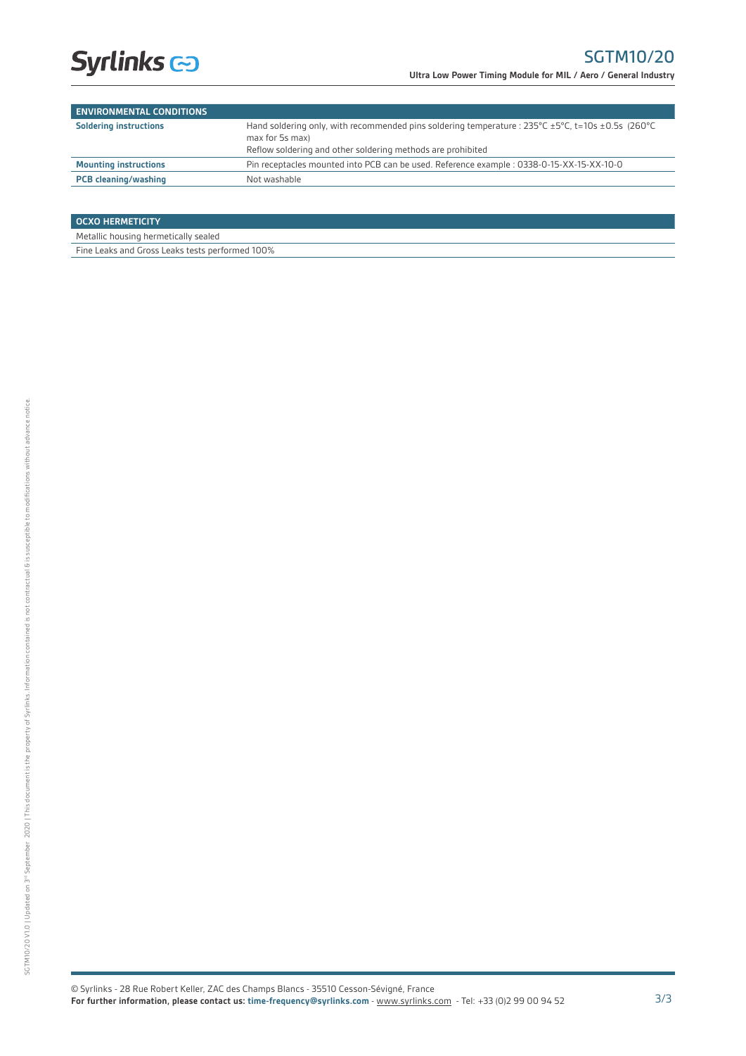| ENVIRONMENTAL CONDITIONS | |
|---|---|
| **Soldering instructions** | Hand soldering only, with recommended pins soldering temperature : 235°C ±5°C, t=10s ±0.5s (260°C max for 5s max)<br>Reflow soldering and other soldering methods are prohibited |
| **Mounting instructions** | Pin receptacles mounted into PCB can be used. Reference example : 0338-0-15-XX-15-XX-10-0 |
| **PCB cleaning/washing** | Not washable |

| OCXO HERMETICITY |
|---|
| Metallic housing hermetically sealed |
| Fine Leaks and Gross Leaks tests performed 100% |